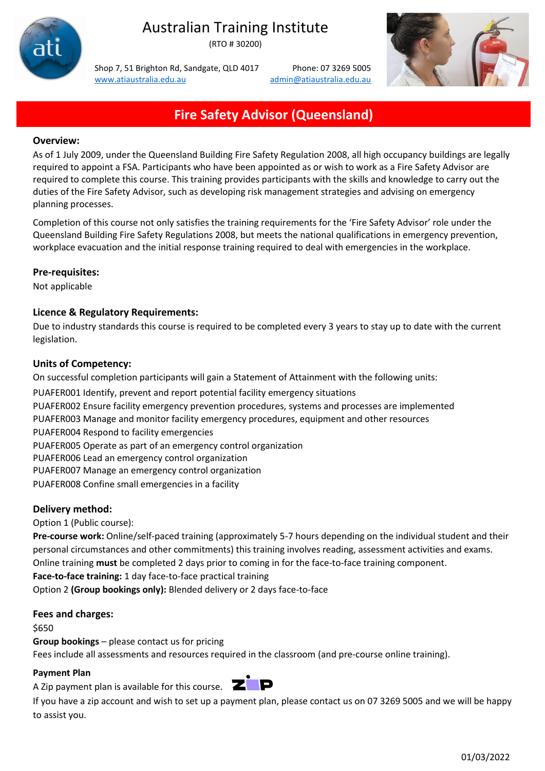# Australian Training Institute

(RTO # 30200)

Shop 7, 51 Brighton Rd, Sandgate, QLD 4017
www.atiaustralia.edu.au

Phone: 07 3269 5005
admin@atiaustralia.edu.au

## Fire Safety Advisor (Queensland)

### Overview:

As of 1 July 2009, under the Queensland Building Fire Safety Regulation 2008, all high occupancy buildings are legally required to appoint a FSA. Participants who have been appointed as or wish to work as a Fire Safety Advisor are required to complete this course. This training provides participants with the skills and knowledge to carry out the duties of the Fire Safety Advisor, such as developing risk management strategies and advising on emergency planning processes.

Completion of this course not only satisfies the training requirements for the 'Fire Safety Advisor' role under the Queensland Building Fire Safety Regulations 2008, but meets the national qualifications in emergency prevention, workplace evacuation and the initial response training required to deal with emergencies in the workplace.

### Pre-requisites:

Not applicable

### Licence & Regulatory Requirements:

Due to industry standards this course is required to be completed every 3 years to stay up to date with the current legislation.

### Units of Competency:

On successful completion participants will gain a Statement of Attainment with the following units:

PUAFER001 Identify, prevent and report potential facility emergency situations
PUAFER002 Ensure facility emergency prevention procedures, systems and processes are implemented
PUAFER003 Manage and monitor facility emergency procedures, equipment and other resources
PUAFER004 Respond to facility emergencies
PUAFER005 Operate as part of an emergency control organization
PUAFER006 Lead an emergency control organization
PUAFER007 Manage an emergency control organization
PUAFER008 Confine small emergencies in a facility

### Delivery method:

Option 1 (Public course):

**Pre-course work:** Online/self-paced training (approximately 5-7 hours depending on the individual student and their personal circumstances and other commitments) this training involves reading, assessment activities and exams. Online training **must** be completed 2 days prior to coming in for the face-to-face training component.

**Face-to-face training:** 1 day face-to-face practical training

Option 2 **(Group bookings only):** Blended delivery or 2 days face-to-face

### Fees and charges:

$650

**Group bookings** – please contact us for pricing

Fees include all assessments and resources required in the classroom (and pre-course online training).

**Payment Plan**

A Zip payment plan is available for this course.

If you have a zip account and wish to set up a payment plan, please contact us on 07 3269 5005 and we will be happy to assist you.

01/03/2022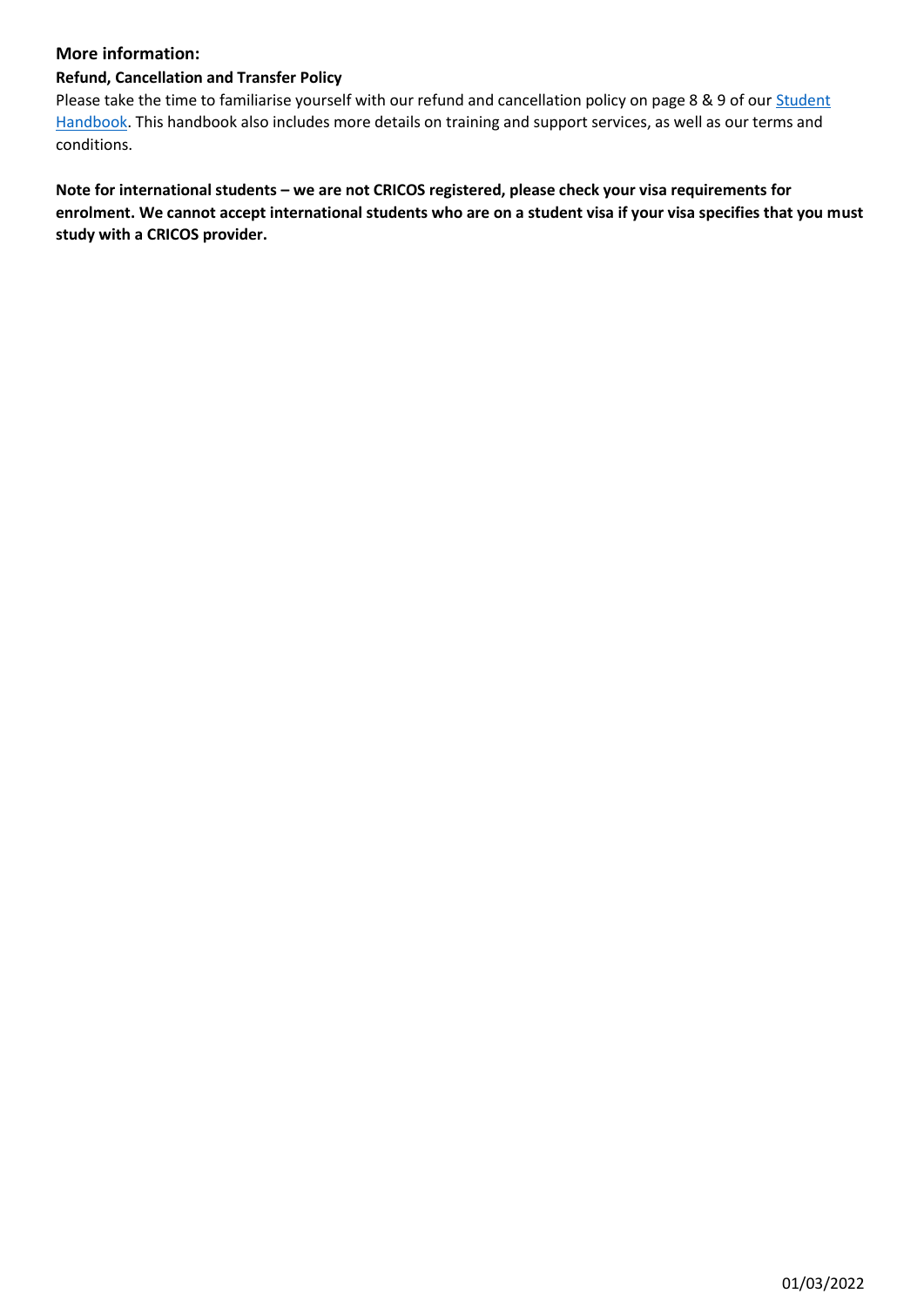## More information:

### Refund, Cancellation and Transfer Policy

Please take the time to familiarise yourself with our refund and cancellation policy on page 8 & 9 of our Student Handbook. This handbook also includes more details on training and support services, as well as our terms and conditions.

**Note for international students – we are not CRICOS registered, please check your visa requirements for enrolment. We cannot accept international students who are on a student visa if your visa specifies that you must study with a CRICOS provider.**

01/03/2022